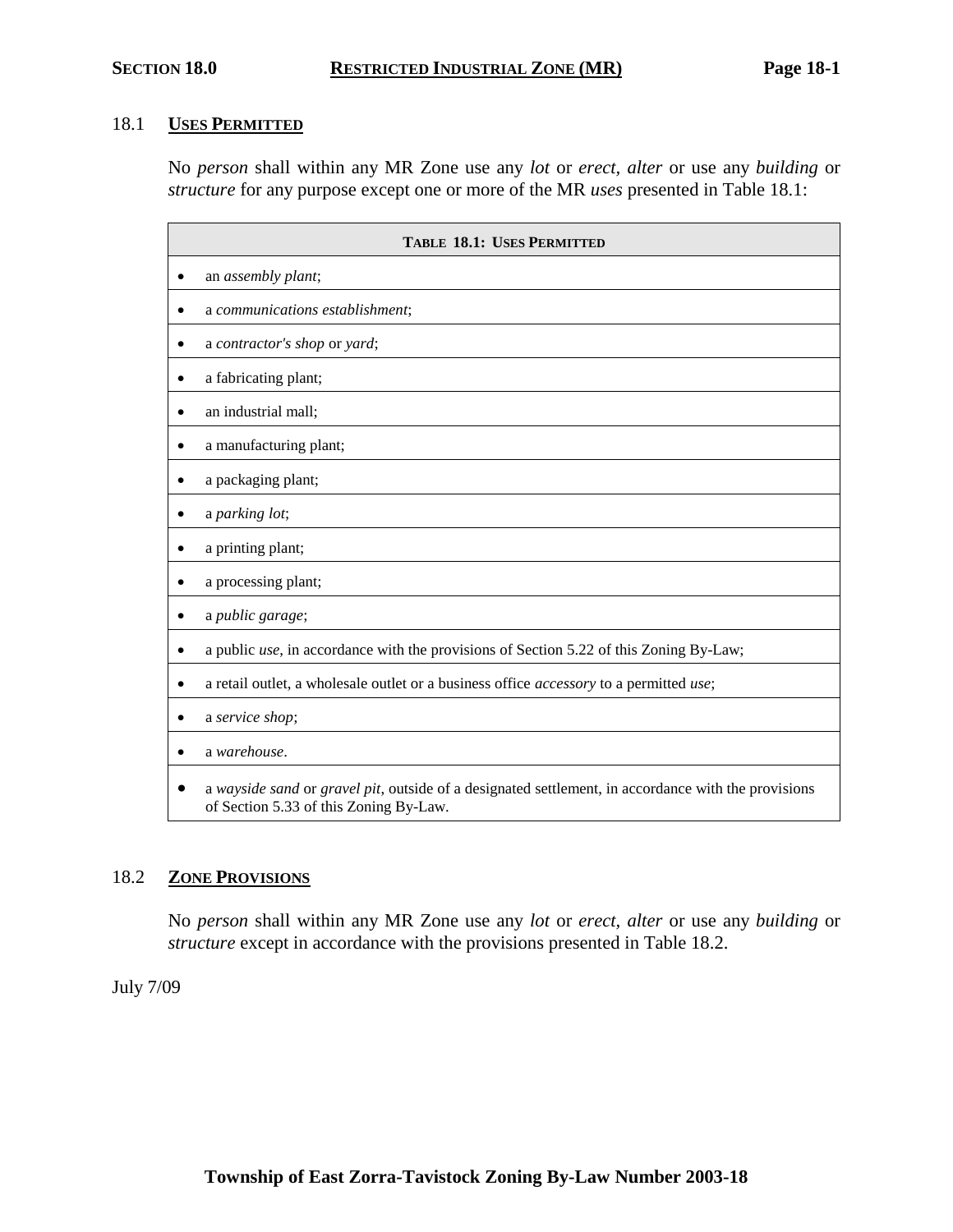# SECTION 18.0 RESTRICTED INDUSTRIAL ZONE (MR)

## 18.1 USES PERMITTED

No *person* shall within any MR Zone use any *lot* or *erect*, *alter* or use any *building* or *structure* for any purpose except one or more of the MR *uses* presented in Table 18.1:

| TABLE 18.1: USES PERMITTED |
|---|
| • an *assembly plant*; |
| • a *communications establishment*; |
| • a *contractor's shop* or *yard*; |
| • a fabricating plant; |
| • an industrial mall; |
| • a manufacturing plant; |
| • a packaging plant; |
| • a *parking lot*; |
| • a printing plant; |
| • a processing plant; |
| • a *public garage*; |
| • a public *use*, in accordance with the provisions of Section 5.22 of this Zoning By-Law; |
| • a retail outlet, a wholesale outlet or a business office *accessory* to a permitted *use*; |
| • a *service shop*; |
| • a *warehouse*. |
| • a *wayside sand* or *gravel pit*, outside of a designated settlement, in accordance with the provisions of Section 5.33 of this Zoning By-Law. |

## 18.2 ZONE PROVISIONS

No *person* shall within any MR Zone use any *lot* or *erect*, *alter* or use any *building* or *structure* except in accordance with the provisions presented in Table 18.2.

July 7/09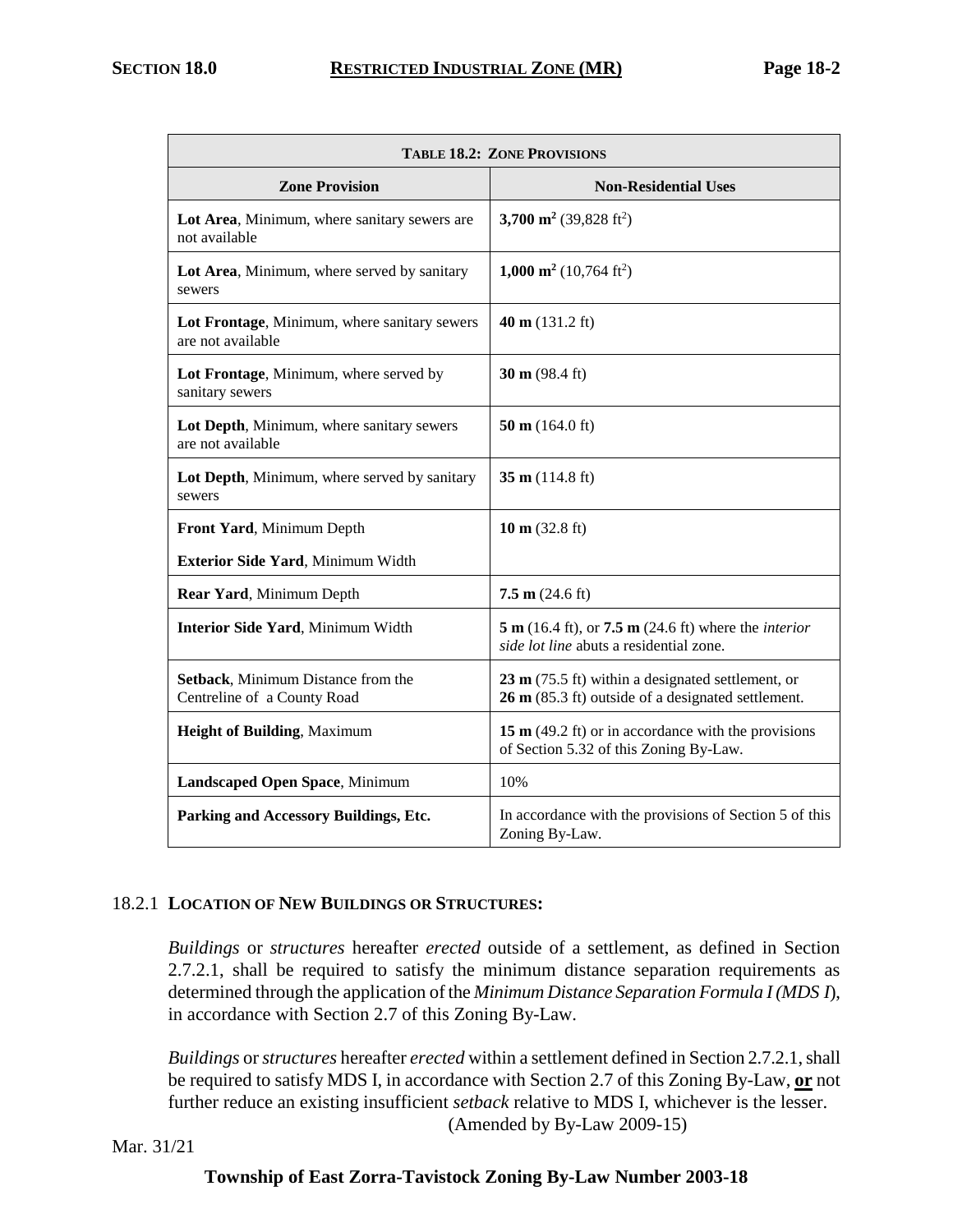| **TABLE 18.2: ZONE PROVISIONS** | |
|---|---|
| **Zone Provision** | **Non-Residential Uses** |
| **Lot Area**, Minimum, where sanitary sewers are not available | **3,700 m$^2$** (39,828 ft$^2$) |
| **Lot Area**, Minimum, where served by sanitary sewers | **1,000 m$^2$** (10,764 ft$^2$) |
| **Lot Frontage**, Minimum, where sanitary sewers are not available | **40 m** (131.2 ft) |
| **Lot Frontage**, Minimum, where served by sanitary sewers | **30 m** (98.4 ft) |
| **Lot Depth**, Minimum, where sanitary sewers are not available | **50 m** (164.0 ft) |
| **Lot Depth**, Minimum, where served by sanitary sewers | **35 m** (114.8 ft) |
| **Front Yard**, Minimum Depth<br>**Exterior Side Yard**, Minimum Width | **10 m** (32.8 ft) |
| **Rear Yard**, Minimum Depth | **7.5 m** (24.6 ft) |
| **Interior Side Yard**, Minimum Width | **5 m** (16.4 ft), or **7.5 m** (24.6 ft) where the *interior side lot line* abuts a residential zone. |
| **Setback**, Minimum Distance from the Centreline of a County Road | **23 m** (75.5 ft) within a designated settlement, or **26 m** (85.3 ft) outside of a designated settlement. |
| **Height of Building**, Maximum | **15 m** (49.2 ft) or in accordance with the provisions of Section 5.32 of this Zoning By-Law. |
| **Landscaped Open Space**, Minimum | 10% |
| **Parking and Accessory Buildings, Etc.** | In accordance with the provisions of Section 5 of this Zoning By-Law. |

18.2.1 **LOCATION OF NEW BUILDINGS OR STRUCTURES:**

*Buildings* or *structures* hereafter *erected* outside of a settlement, as defined in Section 2.7.2.1, shall be required to satisfy the minimum distance separation requirements as determined through the application of the *Minimum Distance Separation Formula I (MDS I*), in accordance with Section 2.7 of this Zoning By-Law.

*Buildings* or *structures* hereafter *erected* within a settlement defined in Section 2.7.2.1, shall be required to satisfy MDS I, in accordance with Section 2.7 of this Zoning By-Law, **or** not further reduce an existing insufficient *setback* relative to MDS I, whichever is the lesser.

(Amended by By-Law 2009-15)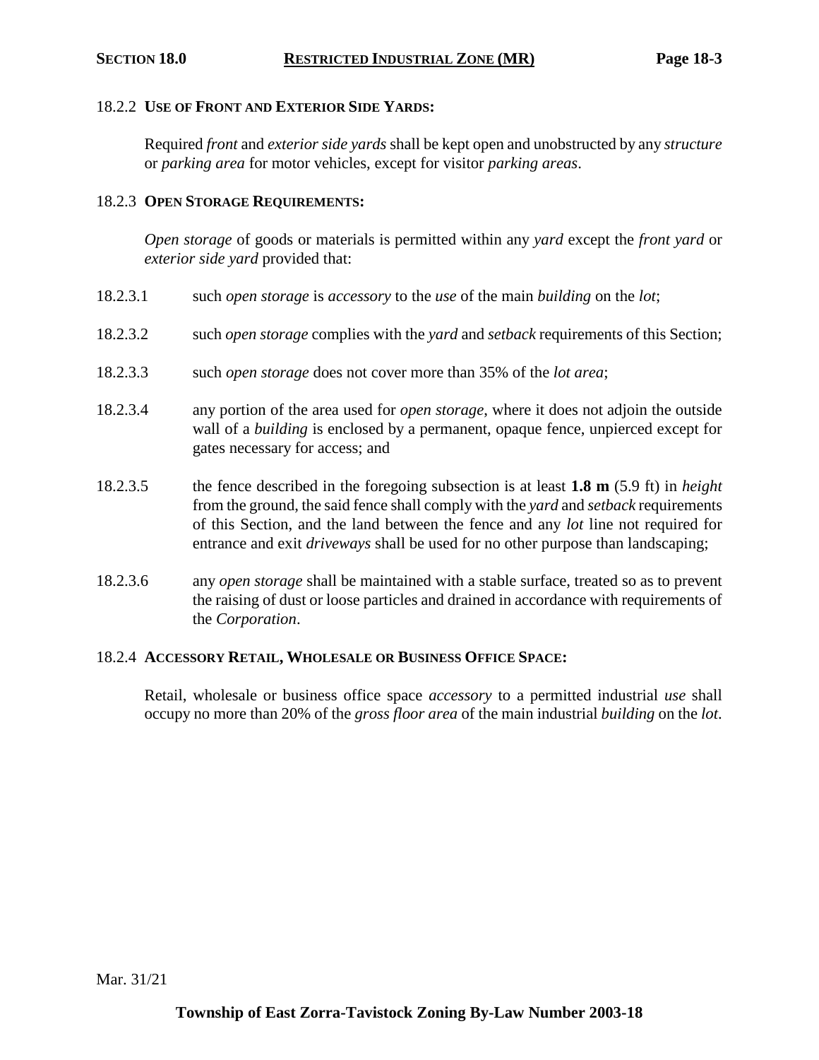### 18.2.2 **USE OF FRONT AND EXTERIOR SIDE YARDS:**

Required *front* and *exterior side yards* shall be kept open and unobstructed by any *structure* or *parking area* for motor vehicles, except for visitor *parking areas*.

### 18.2.3 **OPEN STORAGE REQUIREMENTS:**

*Open storage* of goods or materials is permitted within any *yard* except the *front yard* or *exterior side yard* provided that:

18.2.3.1 such *open storage* is *accessory* to the *use* of the main *building* on the *lot*;

18.2.3.2 such *open storage* complies with the *yard* and *setback* requirements of this Section;

18.2.3.3 such *open storage* does not cover more than 35% of the *lot area*;

18.2.3.4 any portion of the area used for *open storage*, where it does not adjoin the outside wall of a *building* is enclosed by a permanent, opaque fence, unpierced except for gates necessary for access; and

18.2.3.5 the fence described in the foregoing subsection is at least **1.8 m** (5.9 ft) in *height* from the ground, the said fence shall comply with the *yard* and *setback* requirements of this Section, and the land between the fence and any *lot* line not required for entrance and exit *driveways* shall be used for no other purpose than landscaping;

18.2.3.6 any *open storage* shall be maintained with a stable surface, treated so as to prevent the raising of dust or loose particles and drained in accordance with requirements of the *Corporation*.

### 18.2.4 **ACCESSORY RETAIL, WHOLESALE OR BUSINESS OFFICE SPACE:**

Retail, wholesale or business office space *accessory* to a permitted industrial *use* shall occupy no more than 20% of the *gross floor area* of the main industrial *building* on the *lot*.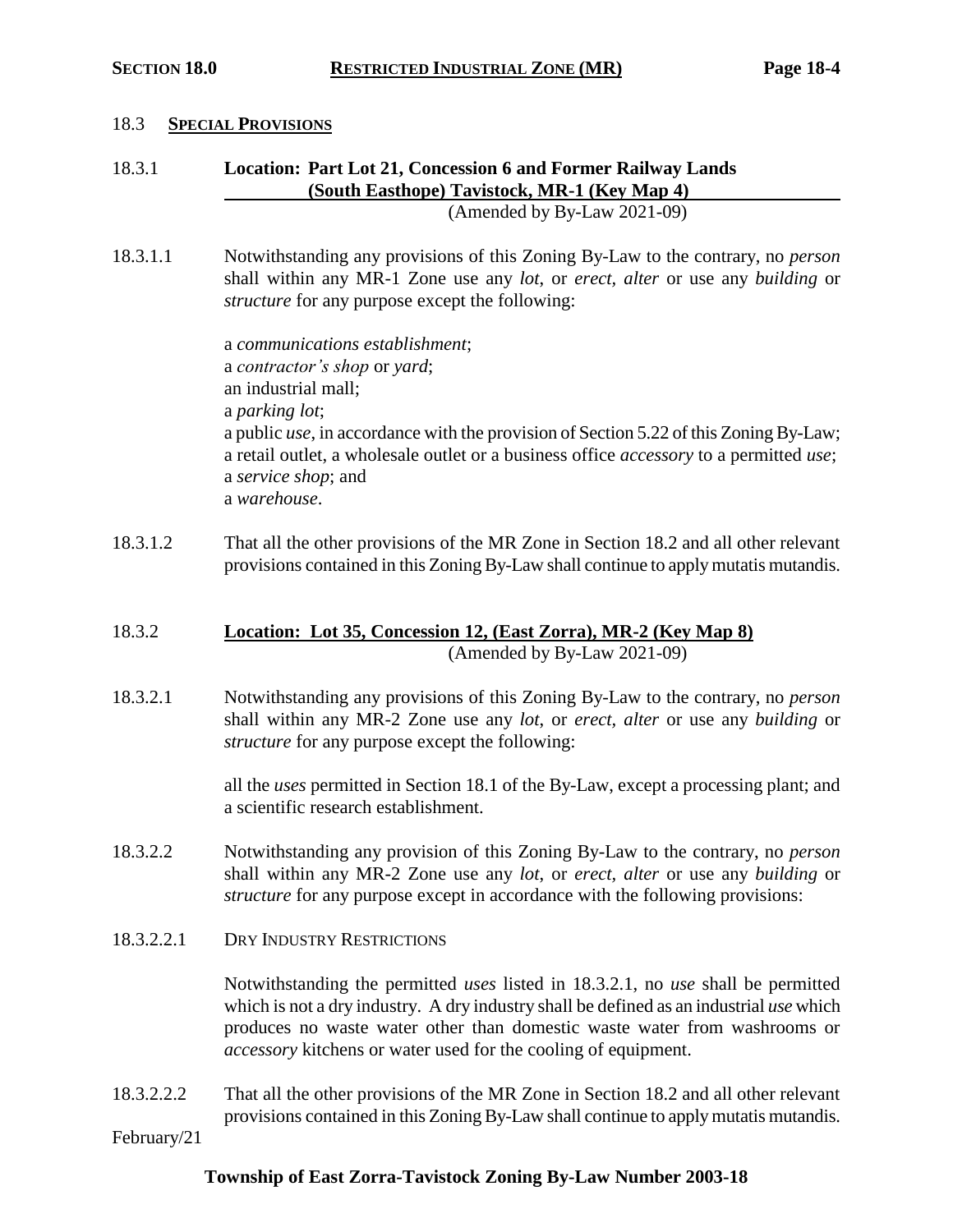## 18.3 **SPECIAL PROVISIONS**

### 18.3.1 **Location: Part Lot 21, Concession 6 and Former Railway Lands (South Easthope) Tavistock, MR-1 (Key Map 4)**

(Amended by By-Law 2021-09)

18.3.1.1 Notwithstanding any provisions of this Zoning By-Law to the contrary, no *person* shall within any MR-1 Zone use any *lot*, or *erect*, *alter* or use any *building* or *structure* for any purpose except the following:

a *communications establishment*;
a *contractor's shop* or *yard*;
an industrial mall;
a *parking lot*;
a public *use*, in accordance with the provision of Section 5.22 of this Zoning By-Law;
a retail outlet, a wholesale outlet or a business office *accessory* to a permitted *use*;
a *service shop*; and
a *warehouse*.

18.3.1.2 That all the other provisions of the MR Zone in Section 18.2 and all other relevant provisions contained in this Zoning By-Law shall continue to apply mutatis mutandis.

### 18.3.2 **Location: Lot 35, Concession 12, (East Zorra), MR-2 (Key Map 8)**

(Amended by By-Law 2021-09)

18.3.2.1 Notwithstanding any provisions of this Zoning By-Law to the contrary, no *person* shall within any MR-2 Zone use any *lot*, or *erect*, *alter* or use any *building* or *structure* for any purpose except the following:

all the *uses* permitted in Section 18.1 of the By-Law, except a processing plant; and a scientific research establishment.

18.3.2.2 Notwithstanding any provision of this Zoning By-Law to the contrary, no *person* shall within any MR-2 Zone use any *lot*, or *erect*, *alter* or use any *building* or *structure* for any purpose except in accordance with the following provisions:

18.3.2.2.1 DRY INDUSTRY RESTRICTIONS

Notwithstanding the permitted *uses* listed in 18.3.2.1, no *use* shall be permitted which is not a dry industry. A dry industry shall be defined as an industrial *use* which produces no waste water other than domestic waste water from washrooms or *accessory* kitchens or water used for the cooling of equipment.

18.3.2.2.2 That all the other provisions of the MR Zone in Section 18.2 and all other relevant provisions contained in this Zoning By-Law shall continue to apply mutatis mutandis.